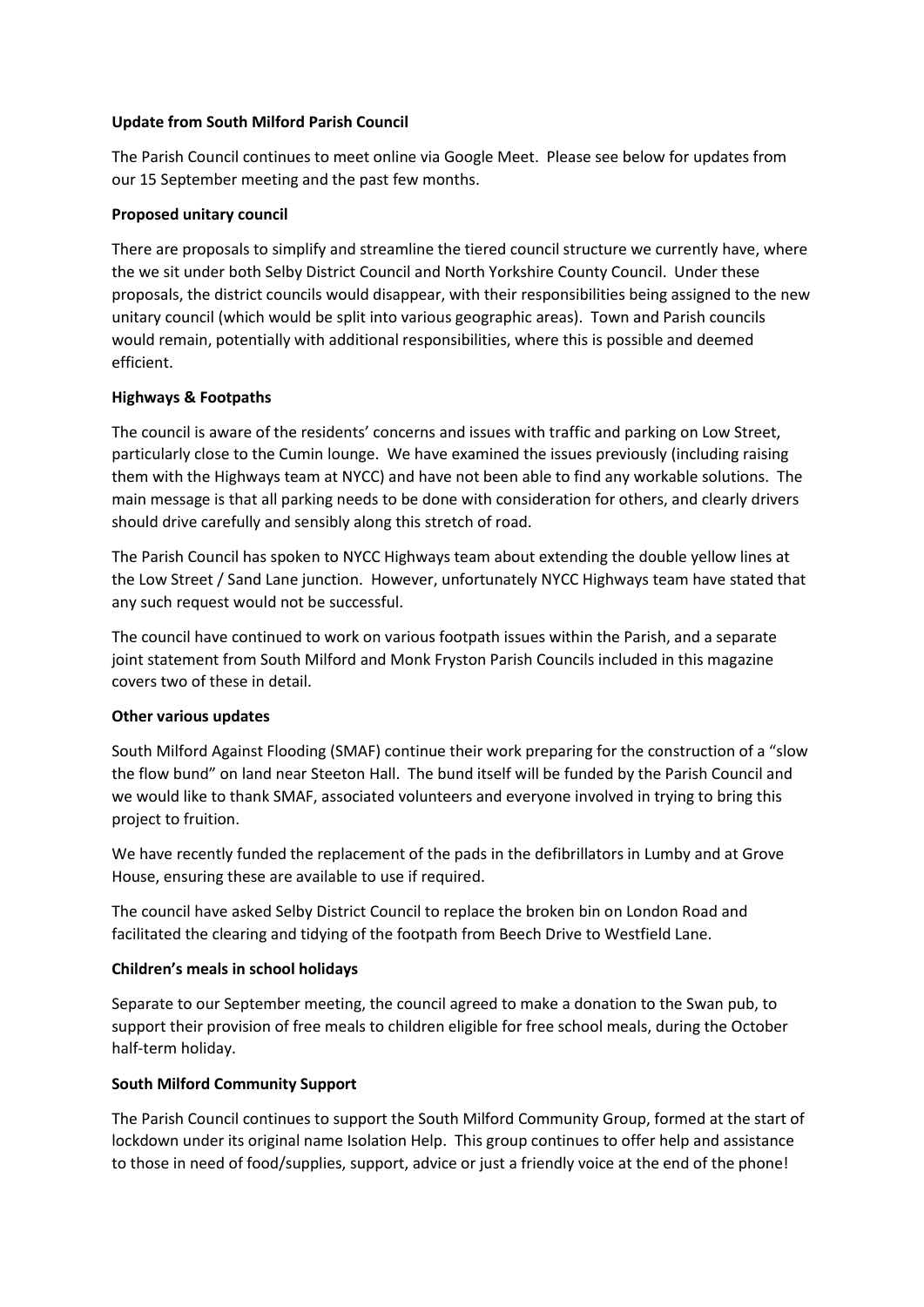**Update from South Milford Parish Council**

The Parish Council continues to meet online via Google Meet. Please see below for updates from our 15 September meeting and the past few months.

**Proposed unitary council**

There are proposals to simplify and streamline the tiered council structure we currently have, where the we sit under both Selby District Council and North Yorkshire County Council. Under these proposals, the district councils would disappear, with their responsibilities being assigned to the new unitary council (which would be split into various geographic areas). Town and Parish councils would remain, potentially with additional responsibilities, where this is possible and deemed efficient.

**Highways & Footpaths**

The council is aware of the residents' concerns and issues with traffic and parking on Low Street, particularly close to the Cumin lounge. We have examined the issues previously (including raising them with the Highways team at NYCC) and have not been able to find any workable solutions. The main message is that all parking needs to be done with consideration for others, and clearly drivers should drive carefully and sensibly along this stretch of road.

The Parish Council has spoken to NYCC Highways team about extending the double yellow lines at the Low Street / Sand Lane junction. However, unfortunately NYCC Highways team have stated that any such request would not be successful.

The council have continued to work on various footpath issues within the Parish, and a separate joint statement from South Milford and Monk Fryston Parish Councils included in this magazine covers two of these in detail.

**Other various updates**

South Milford Against Flooding (SMAF) continue their work preparing for the construction of a "slow the flow bund" on land near Steeton Hall. The bund itself will be funded by the Parish Council and we would like to thank SMAF, associated volunteers and everyone involved in trying to bring this project to fruition.

We have recently funded the replacement of the pads in the defibrillators in Lumby and at Grove House, ensuring these are available to use if required.

The council have asked Selby District Council to replace the broken bin on London Road and facilitated the clearing and tidying of the footpath from Beech Drive to Westfield Lane.

**Children's meals in school holidays**

Separate to our September meeting, the council agreed to make a donation to the Swan pub, to support their provision of free meals to children eligible for free school meals, during the October half-term holiday.

**South Milford Community Support**

The Parish Council continues to support the South Milford Community Group, formed at the start of lockdown under its original name Isolation Help. This group continues to offer help and assistance to those in need of food/supplies, support, advice or just a friendly voice at the end of the phone!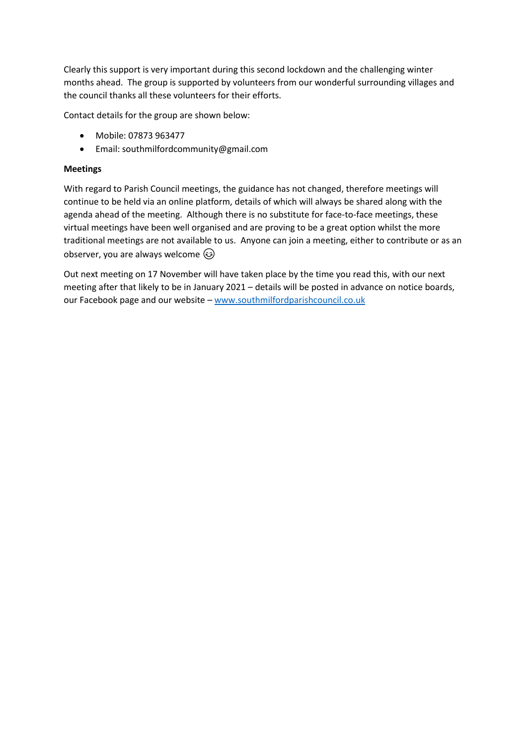Clearly this support is very important during this second lockdown and the challenging winter months ahead. The group is supported by volunteers from our wonderful surrounding villages and the council thanks all these volunteers for their efforts.

Contact details for the group are shown below:

- Mobile: 07873 963477
- Email: southmilfordcommunity@gmail.com

**Meetings**

With regard to Parish Council meetings, the guidance has not changed, therefore meetings will continue to be held via an online platform, details of which will always be shared along with the agenda ahead of the meeting. Although there is no substitute for face-to-face meetings, these virtual meetings have been well organised and are proving to be a great option whilst the more traditional meetings are not available to us. Anyone can join a meeting, either to contribute or as an observer, you are always welcome 😉

Out next meeting on 17 November will have taken place by the time you read this, with our next meeting after that likely to be in January 2021 – details will be posted in advance on notice boards, our Facebook page and our website – [www.southmilfordparishcouncil.co.uk](http://www.southmilfordparishcouncil.co.uk)